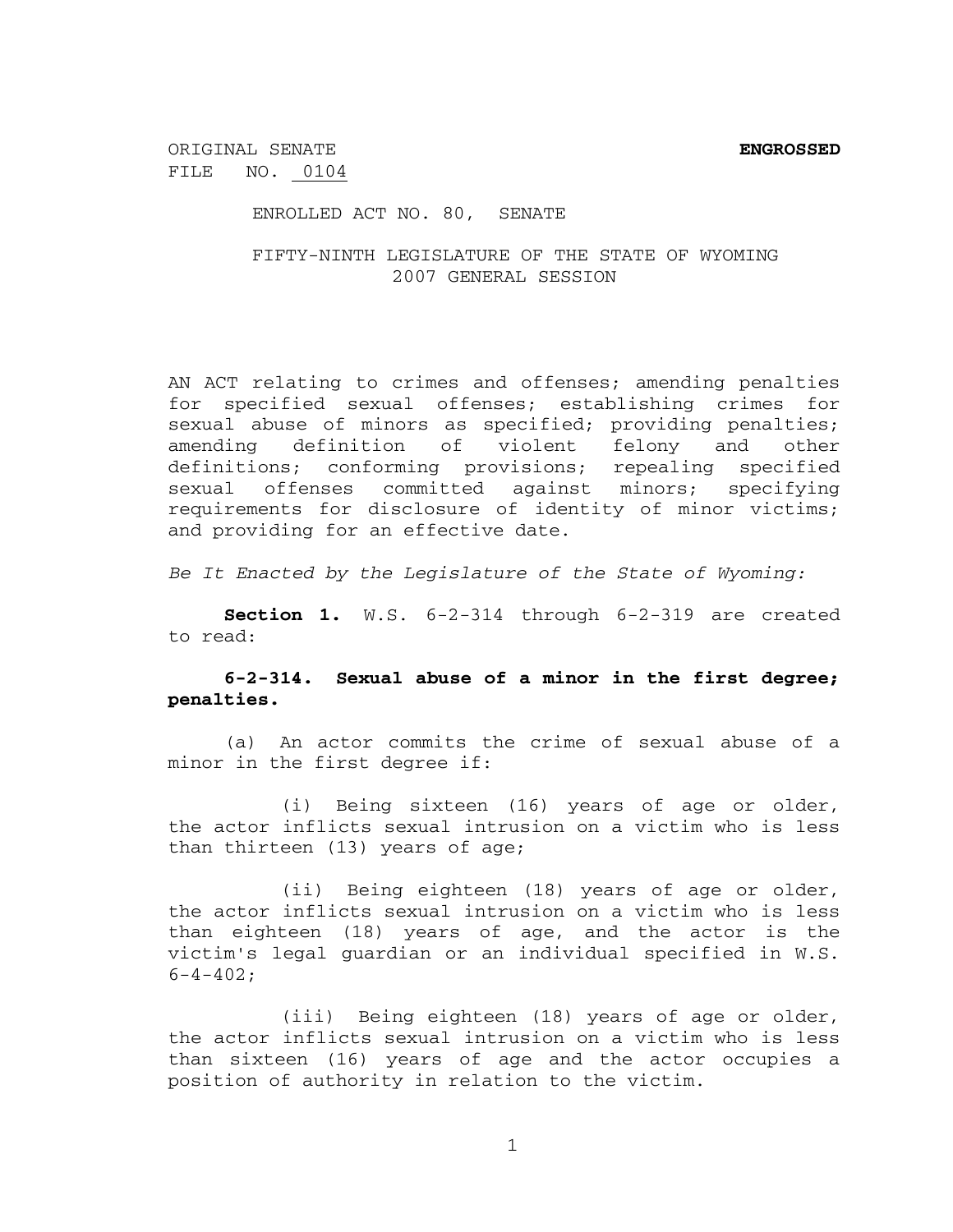ORIGINAL SENATE FILE NO. 0104 **ENGROSSED**

ENROLLED ACT NO. 80, SENATE

FIFTY-NINTH LEGISLATURE OF THE STATE OF WYOMING
2007 GENERAL SESSION

AN ACT relating to crimes and offenses; amending penalties for specified sexual offenses; establishing crimes for sexual abuse of minors as specified; providing penalties; amending definition of violent felony and other definitions; conforming provisions; repealing specified sexual offenses committed against minors; specifying requirements for disclosure of identity of minor victims; and providing for an effective date.

*Be It Enacted by the Legislature of the State of Wyoming:*

**Section 1.** W.S. 6-2-314 through 6-2-319 are created to read:

**6-2-314. Sexual abuse of a minor in the first degree; penalties.**

(a) An actor commits the crime of sexual abuse of a minor in the first degree if:

(i) Being sixteen (16) years of age or older, the actor inflicts sexual intrusion on a victim who is less than thirteen (13) years of age;

(ii) Being eighteen (18) years of age or older, the actor inflicts sexual intrusion on a victim who is less than eighteen (18) years of age, and the actor is the victim's legal guardian or an individual specified in W.S. 6-4-402;

(iii) Being eighteen (18) years of age or older, the actor inflicts sexual intrusion on a victim who is less than sixteen (16) years of age and the actor occupies a position of authority in relation to the victim.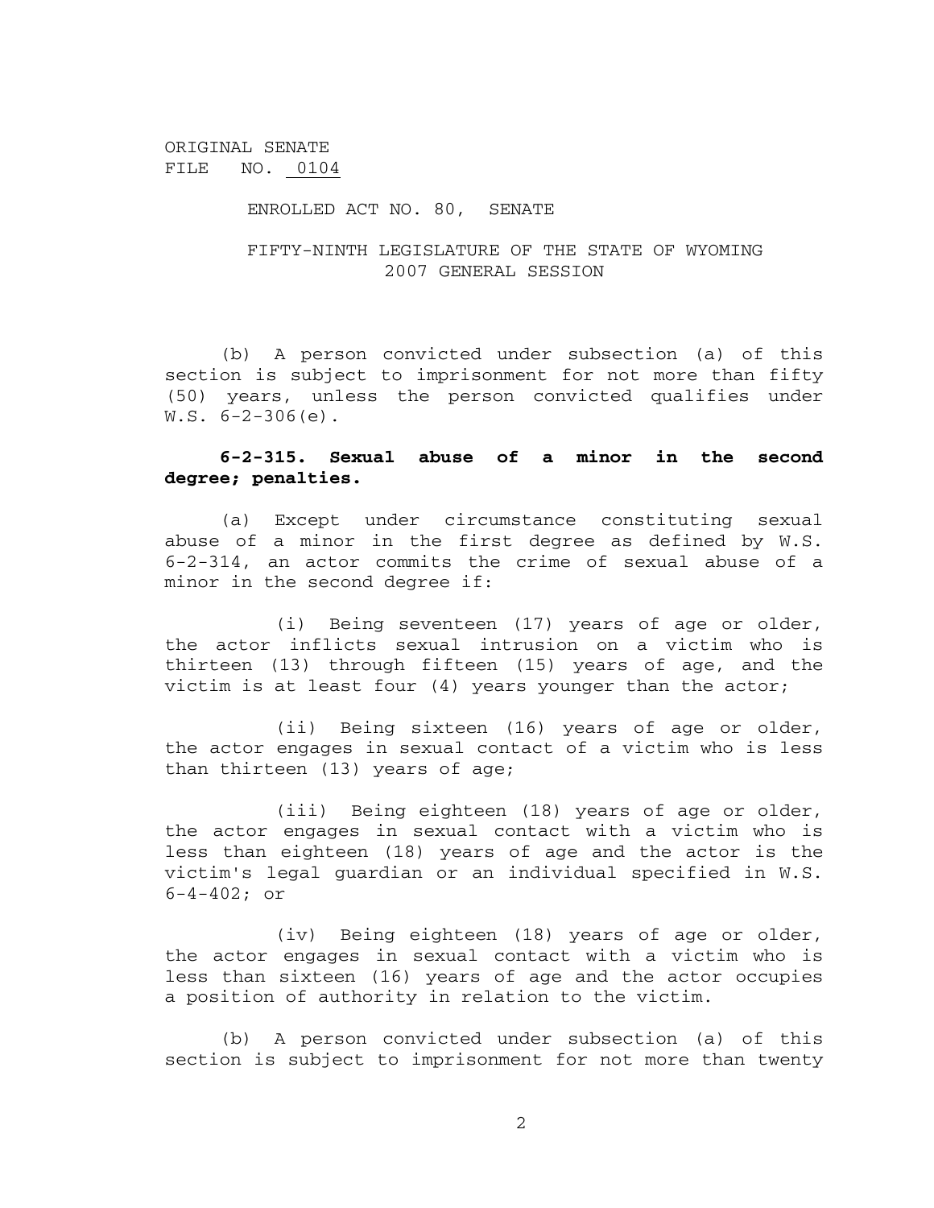ORIGINAL SENATE
FILE NO. 0104

ENROLLED ACT NO. 80, SENATE

FIFTY-NINTH LEGISLATURE OF THE STATE OF WYOMING
2007 GENERAL SESSION

(b) A person convicted under subsection (a) of this section is subject to imprisonment for not more than fifty (50) years, unless the person convicted qualifies under W.S. 6-2-306(e).

**6-2-315. Sexual abuse of a minor in the second degree; penalties.**

(a) Except under circumstance constituting sexual abuse of a minor in the first degree as defined by W.S. 6-2-314, an actor commits the crime of sexual abuse of a minor in the second degree if:

(i) Being seventeen (17) years of age or older, the actor inflicts sexual intrusion on a victim who is thirteen (13) through fifteen (15) years of age, and the victim is at least four (4) years younger than the actor;

(ii) Being sixteen (16) years of age or older, the actor engages in sexual contact of a victim who is less than thirteen (13) years of age;

(iii) Being eighteen (18) years of age or older, the actor engages in sexual contact with a victim who is less than eighteen (18) years of age and the actor is the victim's legal guardian or an individual specified in W.S. 6-4-402; or

(iv) Being eighteen (18) years of age or older, the actor engages in sexual contact with a victim who is less than sixteen (16) years of age and the actor occupies a position of authority in relation to the victim.

(b) A person convicted under subsection (a) of this section is subject to imprisonment for not more than twenty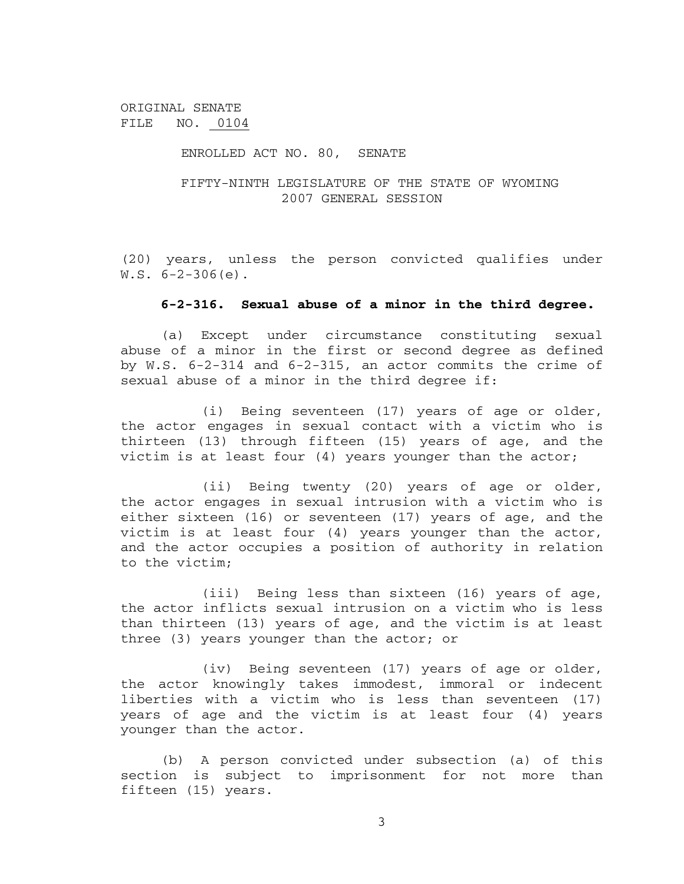ORIGINAL SENATE
FILE NO. 0104

ENROLLED ACT NO. 80, SENATE

FIFTY-NINTH LEGISLATURE OF THE STATE OF WYOMING
2007 GENERAL SESSION

(20) years, unless the person convicted qualifies under W.S. 6-2-306(e).

**6-2-316. Sexual abuse of a minor in the third degree.**

(a) Except under circumstance constituting sexual abuse of a minor in the first or second degree as defined by W.S. 6-2-314 and 6-2-315, an actor commits the crime of sexual abuse of a minor in the third degree if:

(i) Being seventeen (17) years of age or older, the actor engages in sexual contact with a victim who is thirteen (13) through fifteen (15) years of age, and the victim is at least four (4) years younger than the actor;

(ii) Being twenty (20) years of age or older, the actor engages in sexual intrusion with a victim who is either sixteen (16) or seventeen (17) years of age, and the victim is at least four (4) years younger than the actor, and the actor occupies a position of authority in relation to the victim;

(iii) Being less than sixteen (16) years of age, the actor inflicts sexual intrusion on a victim who is less than thirteen (13) years of age, and the victim is at least three (3) years younger than the actor; or

(iv) Being seventeen (17) years of age or older, the actor knowingly takes immodest, immoral or indecent liberties with a victim who is less than seventeen (17) years of age and the victim is at least four (4) years younger than the actor.

(b) A person convicted under subsection (a) of this section is subject to imprisonment for not more than fifteen (15) years.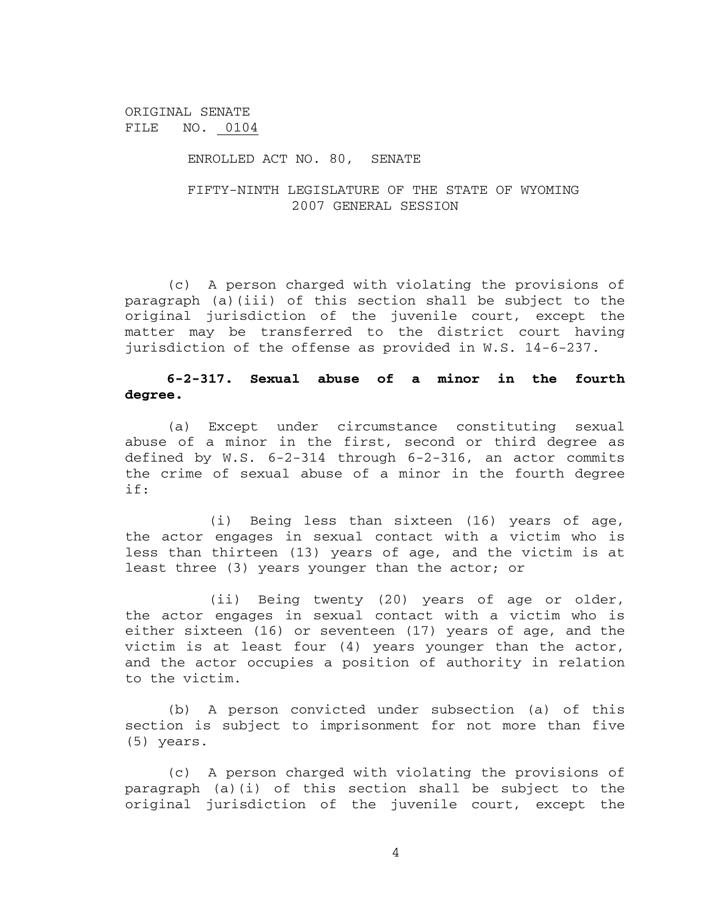ORIGINAL SENATE
FILE NO. 0104

ENROLLED ACT NO. 80, SENATE

FIFTY-NINTH LEGISLATURE OF THE STATE OF WYOMING
2007 GENERAL SESSION

(c) A person charged with violating the provisions of paragraph (a)(iii) of this section shall be subject to the original jurisdiction of the juvenile court, except the matter may be transferred to the district court having jurisdiction of the offense as provided in W.S. 14-6-237.

**6-2-317. Sexual abuse of a minor in the fourth degree.**

(a) Except under circumstance constituting sexual abuse of a minor in the first, second or third degree as defined by W.S. 6-2-314 through 6-2-316, an actor commits the crime of sexual abuse of a minor in the fourth degree if:

(i) Being less than sixteen (16) years of age, the actor engages in sexual contact with a victim who is less than thirteen (13) years of age, and the victim is at least three (3) years younger than the actor; or

(ii) Being twenty (20) years of age or older, the actor engages in sexual contact with a victim who is either sixteen (16) or seventeen (17) years of age, and the victim is at least four (4) years younger than the actor, and the actor occupies a position of authority in relation to the victim.

(b) A person convicted under subsection (a) of this section is subject to imprisonment for not more than five (5) years.

(c) A person charged with violating the provisions of paragraph (a)(i) of this section shall be subject to the original jurisdiction of the juvenile court, except the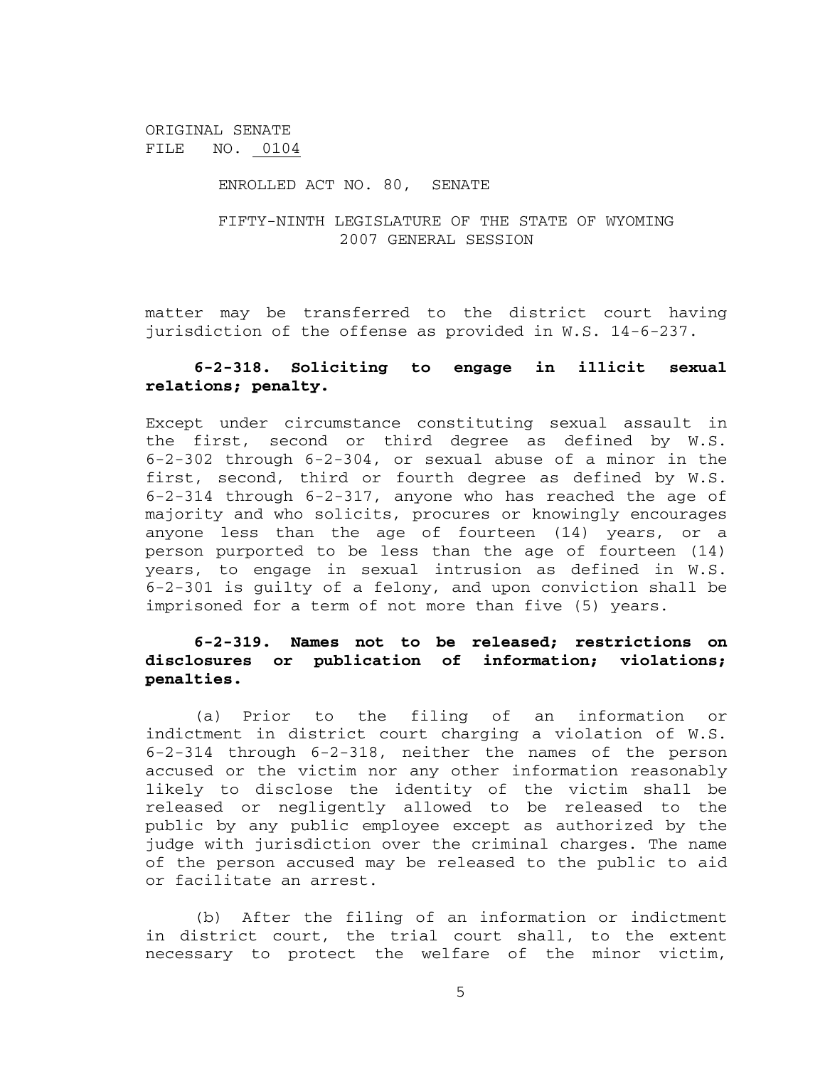matter may be transferred to the district court having jurisdiction of the offense as provided in W.S. 14-6-237.

**6-2-318. Soliciting to engage in illicit sexual relations; penalty.**

Except under circumstance constituting sexual assault in the first, second or third degree as defined by W.S. 6-2-302 through 6-2-304, or sexual abuse of a minor in the first, second, third or fourth degree as defined by W.S. 6-2-314 through 6-2-317, anyone who has reached the age of majority and who solicits, procures or knowingly encourages anyone less than the age of fourteen (14) years, or a person purported to be less than the age of fourteen (14) years, to engage in sexual intrusion as defined in W.S. 6-2-301 is guilty of a felony, and upon conviction shall be imprisoned for a term of not more than five (5) years.

**6-2-319. Names not to be released; restrictions on disclosures or publication of information; violations; penalties.**

(a) Prior to the filing of an information or indictment in district court charging a violation of W.S. 6-2-314 through 6-2-318, neither the names of the person accused or the victim nor any other information reasonably likely to disclose the identity of the victim shall be released or negligently allowed to be released to the public by any public employee except as authorized by the judge with jurisdiction over the criminal charges. The name of the person accused may be released to the public to aid or facilitate an arrest.

(b) After the filing of an information or indictment in district court, the trial court shall, to the extent necessary to protect the welfare of the minor victim,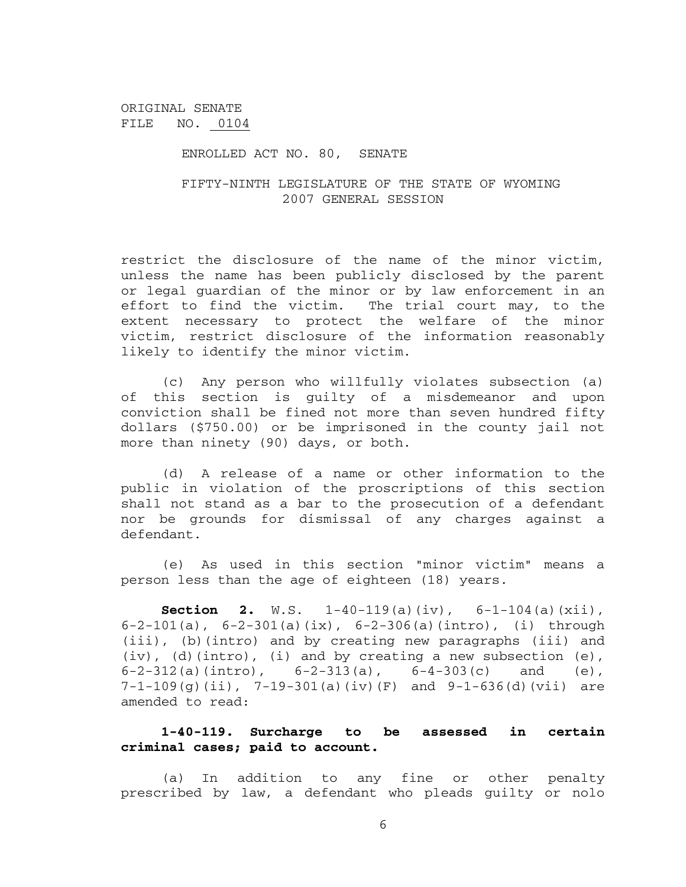ORIGINAL SENATE
FILE NO. 0104

ENROLLED ACT NO. 80, SENATE

FIFTY-NINTH LEGISLATURE OF THE STATE OF WYOMING
2007 GENERAL SESSION

restrict the disclosure of the name of the minor victim, unless the name has been publicly disclosed by the parent or legal guardian of the minor or by law enforcement in an effort to find the victim. The trial court may, to the extent necessary to protect the welfare of the minor victim, restrict disclosure of the information reasonably likely to identify the minor victim.

(c) Any person who willfully violates subsection (a) of this section is guilty of a misdemeanor and upon conviction shall be fined not more than seven hundred fifty dollars ($750.00) or be imprisoned in the county jail not more than ninety (90) days, or both.

(d) A release of a name or other information to the public in violation of the proscriptions of this section shall not stand as a bar to the prosecution of a defendant nor be grounds for dismissal of any charges against a defendant.

(e) As used in this section "minor victim" means a person less than the age of eighteen (18) years.

**Section 2.** W.S. 1-40-119(a)(iv), 6-1-104(a)(xii), 6-2-101(a), 6-2-301(a)(ix), 6-2-306(a)(intro), (i) through (iii), (b)(intro) and by creating new paragraphs (iii) and (iv), (d)(intro), (i) and by creating a new subsection (e), 6-2-312(a)(intro), 6-2-313(a), 6-4-303(c) and (e), 7-1-109(g)(ii), 7-19-301(a)(iv)(F) and 9-1-636(d)(vii) are amended to read:

**1-40-119. Surcharge to be assessed in certain criminal cases; paid to account.**

(a) In addition to any fine or other penalty prescribed by law, a defendant who pleads guilty or nolo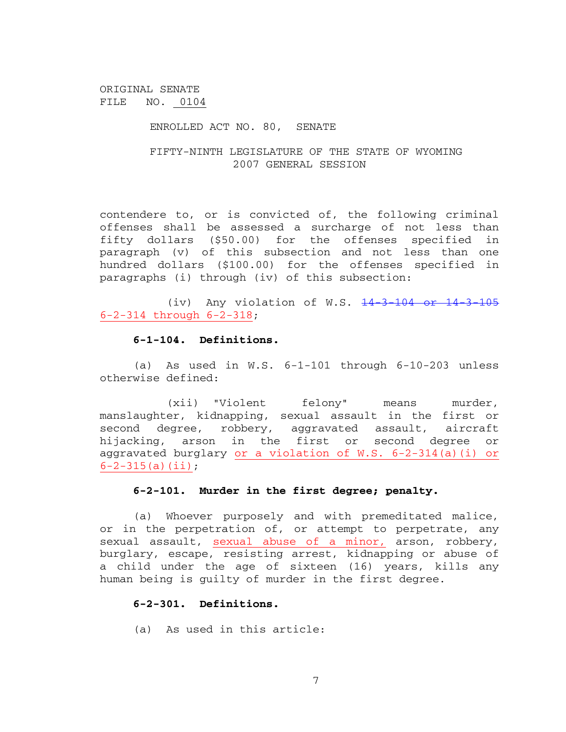ORIGINAL SENATE
FILE NO. 0104

ENROLLED ACT NO. 80, SENATE

FIFTY-NINTH LEGISLATURE OF THE STATE OF WYOMING
2007 GENERAL SESSION

contendere to, or is convicted of, the following criminal offenses shall be assessed a surcharge of not less than fifty dollars ($50.00) for the offenses specified in paragraph (v) of this subsection and not less than one hundred dollars ($100.00) for the offenses specified in paragraphs (i) through (iv) of this subsection:

(iv) Any violation of W.S. ~~14-3-104 or 14-3-105~~ 6-2-314 through 6-2-318;

**6-1-104. Definitions.**

(a) As used in W.S. 6-1-101 through 6-10-203 unless otherwise defined:

(xii) "Violent felony" means murder, manslaughter, kidnapping, sexual assault in the first or second degree, robbery, aggravated assault, aircraft hijacking, arson in the first or second degree or aggravated burglary or a violation of W.S. 6-2-314(a)(i) or 6-2-315(a)(ii);

**6-2-101. Murder in the first degree; penalty.**

(a) Whoever purposely and with premeditated malice, or in the perpetration of, or attempt to perpetrate, any sexual assault, sexual abuse of a minor, arson, robbery, burglary, escape, resisting arrest, kidnapping or abuse of a child under the age of sixteen (16) years, kills any human being is guilty of murder in the first degree.

**6-2-301. Definitions.**

(a) As used in this article: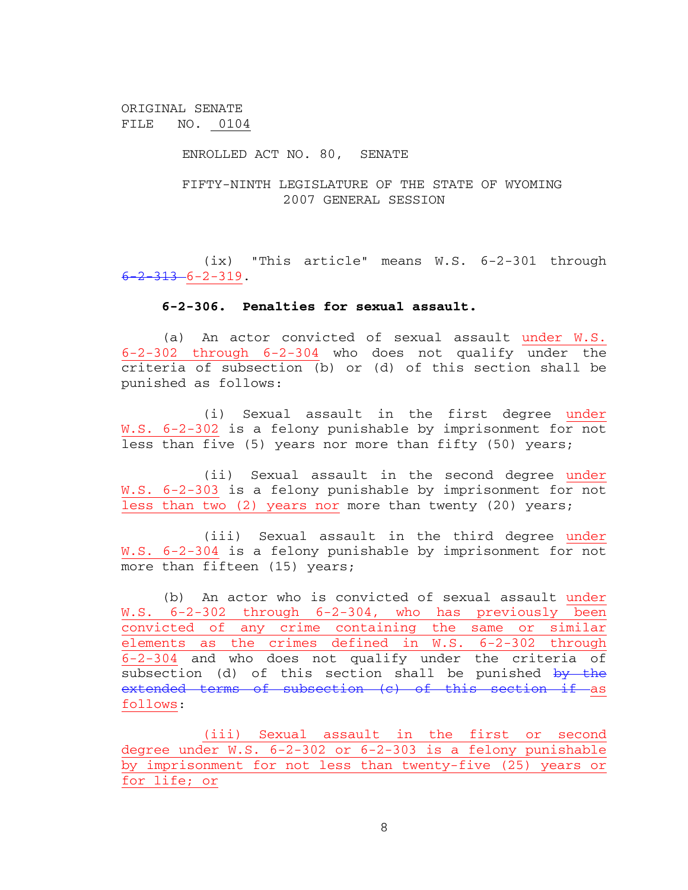ORIGINAL SENATE
FILE NO. 0104

ENROLLED ACT NO. 80, SENATE

FIFTY-NINTH LEGISLATURE OF THE STATE OF WYOMING
2007 GENERAL SESSION

(ix) "This article" means W.S. 6-2-301 through ~~6-2-313~~ 6-2-319.

**6-2-306. Penalties for sexual assault.**

(a) An actor convicted of sexual assault under W.S. 6-2-302 through 6-2-304 who does not qualify under the criteria of subsection (b) or (d) of this section shall be punished as follows:

(i) Sexual assault in the first degree under W.S. 6-2-302 is a felony punishable by imprisonment for not less than five (5) years nor more than fifty (50) years;

(ii) Sexual assault in the second degree under W.S. 6-2-303 is a felony punishable by imprisonment for not less than two (2) years nor more than twenty (20) years;

(iii) Sexual assault in the third degree under W.S. 6-2-304 is a felony punishable by imprisonment for not more than fifteen (15) years;

(b) An actor who is convicted of sexual assault under W.S. 6-2-302 through 6-2-304, who has previously been convicted of any crime containing the same or similar elements as the crimes defined in W.S. 6-2-302 through 6-2-304 and who does not qualify under the criteria of subsection (d) of this section shall be punished ~~by the extended terms of subsection (c) of this section if~~ as follows:

(iii) Sexual assault in the first or second degree under W.S. 6-2-302 or 6-2-303 is a felony punishable by imprisonment for not less than twenty-five (25) years or for life; or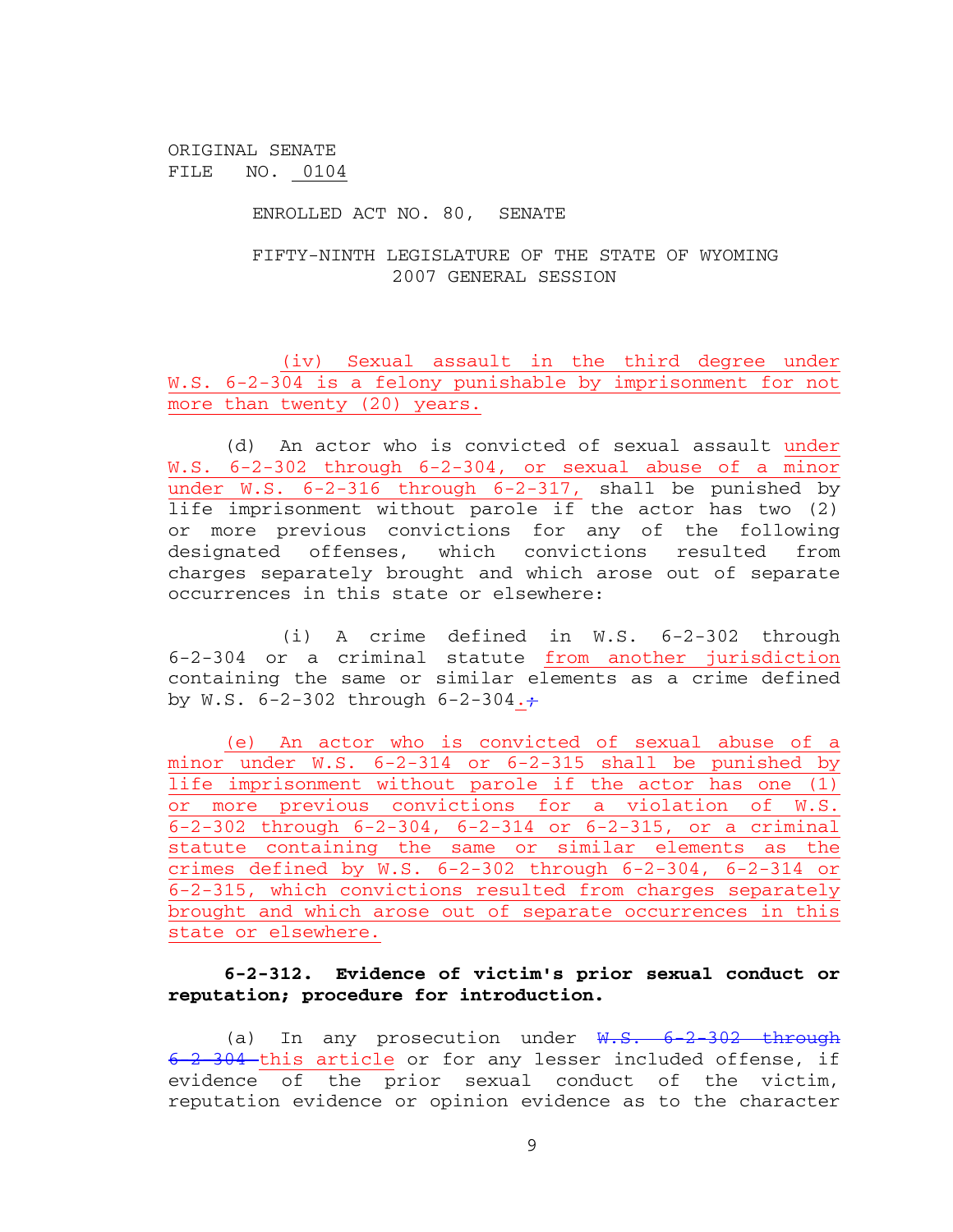ORIGINAL SENATE FILE NO. 0104

ENROLLED ACT NO. 80, SENATE

FIFTY-NINTH LEGISLATURE OF THE STATE OF WYOMING
2007 GENERAL SESSION

(iv) Sexual assault in the third degree under W.S. 6-2-304 is a felony punishable by imprisonment for not more than twenty (20) years.

(d) An actor who is convicted of sexual assault under W.S. 6-2-302 through 6-2-304, or sexual abuse of a minor under W.S. 6-2-316 through 6-2-317, shall be punished by life imprisonment without parole if the actor has two (2) or more previous convictions for any of the following designated offenses, which convictions resulted from charges separately brought and which arose out of separate occurrences in this state or elsewhere:

(i) A crime defined in W.S. 6-2-302 through 6-2-304 or a criminal statute from another jurisdiction containing the same or similar elements as a crime defined by W.S. 6-2-302 through 6-2-304.~~;~~

(e) An actor who is convicted of sexual abuse of a minor under W.S. 6-2-314 or 6-2-315 shall be punished by life imprisonment without parole if the actor has one (1) or more previous convictions for a violation of W.S. 6-2-302 through 6-2-304, 6-2-314 or 6-2-315, or a criminal statute containing the same or similar elements as the crimes defined by W.S. 6-2-302 through 6-2-304, 6-2-314 or 6-2-315, which convictions resulted from charges separately brought and which arose out of separate occurrences in this state or elsewhere.

**6-2-312. Evidence of victim's prior sexual conduct or reputation; procedure for introduction.**

(a) In any prosecution under ~~W.S. 6-2-302 through 6-2-304~~ this article or for any lesser included offense, if evidence of the prior sexual conduct of the victim, reputation evidence or opinion evidence as to the character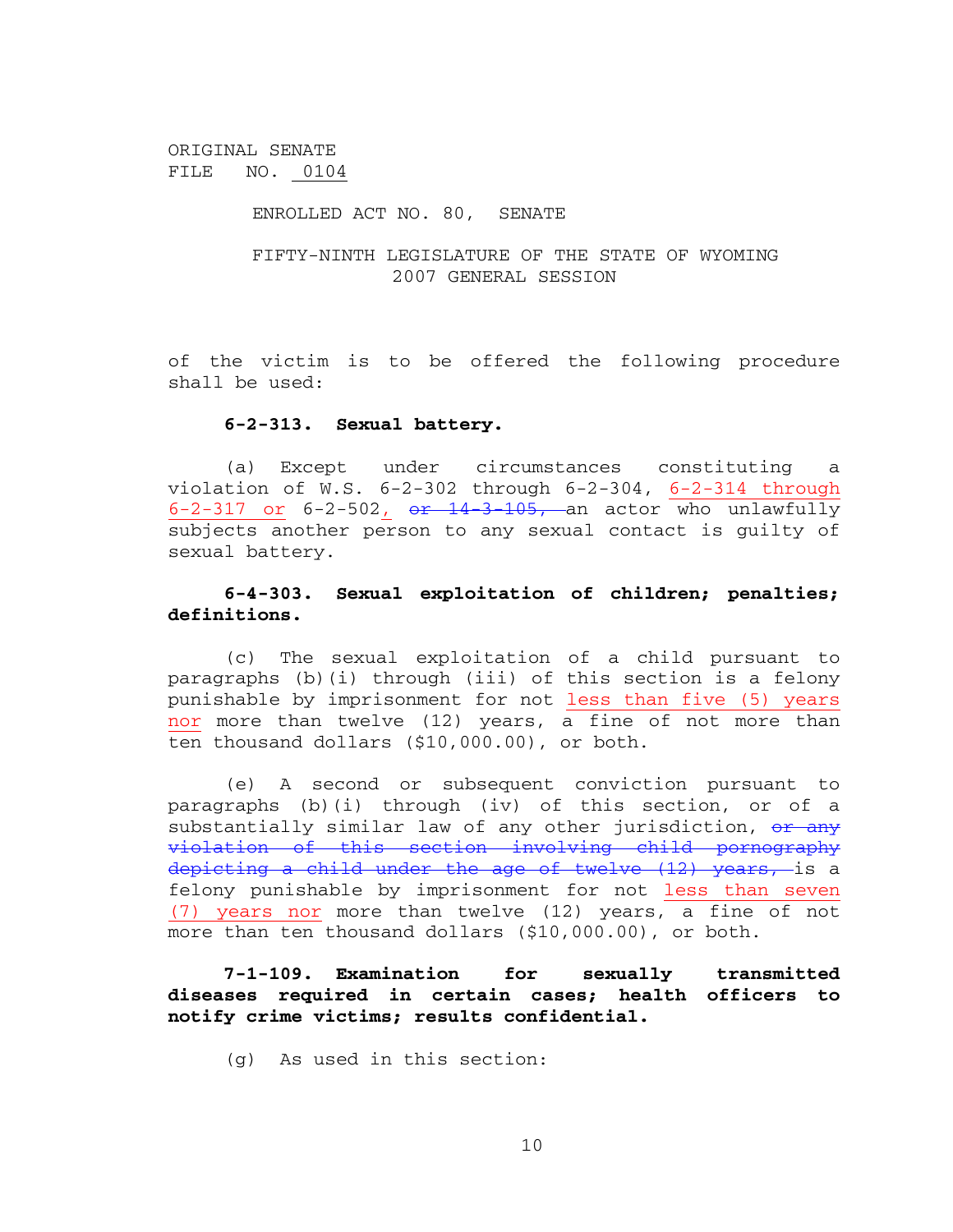ORIGINAL SENATE FILE NO. 0104

ENROLLED ACT NO. 80, SENATE

FIFTY-NINTH LEGISLATURE OF THE STATE OF WYOMING
2007 GENERAL SESSION

of the victim is to be offered the following procedure shall be used:

**6-2-313. Sexual battery.**

(a) Except under circumstances constituting a violation of W.S. 6-2-302 through 6-2-304, 6-2-314 through 6-2-317 or 6-2-502, ~~or 14-3-105,~~ an actor who unlawfully subjects another person to any sexual contact is guilty of sexual battery.

**6-4-303. Sexual exploitation of children; penalties; definitions.**

(c) The sexual exploitation of a child pursuant to paragraphs (b)(i) through (iii) of this section is a felony punishable by imprisonment for not less than five (5) years nor more than twelve (12) years, a fine of not more than ten thousand dollars ($10,000.00), or both.

(e) A second or subsequent conviction pursuant to paragraphs (b)(i) through (iv) of this section, or of a substantially similar law of any other jurisdiction, ~~or any violation of this section involving child pornography depicting a child under the age of twelve (12) years,~~ is a felony punishable by imprisonment for not less than seven (7) years nor more than twelve (12) years, a fine of not more than ten thousand dollars ($10,000.00), or both.

**7-1-109. Examination for sexually transmitted diseases required in certain cases; health officers to notify crime victims; results confidential.**

(g) As used in this section: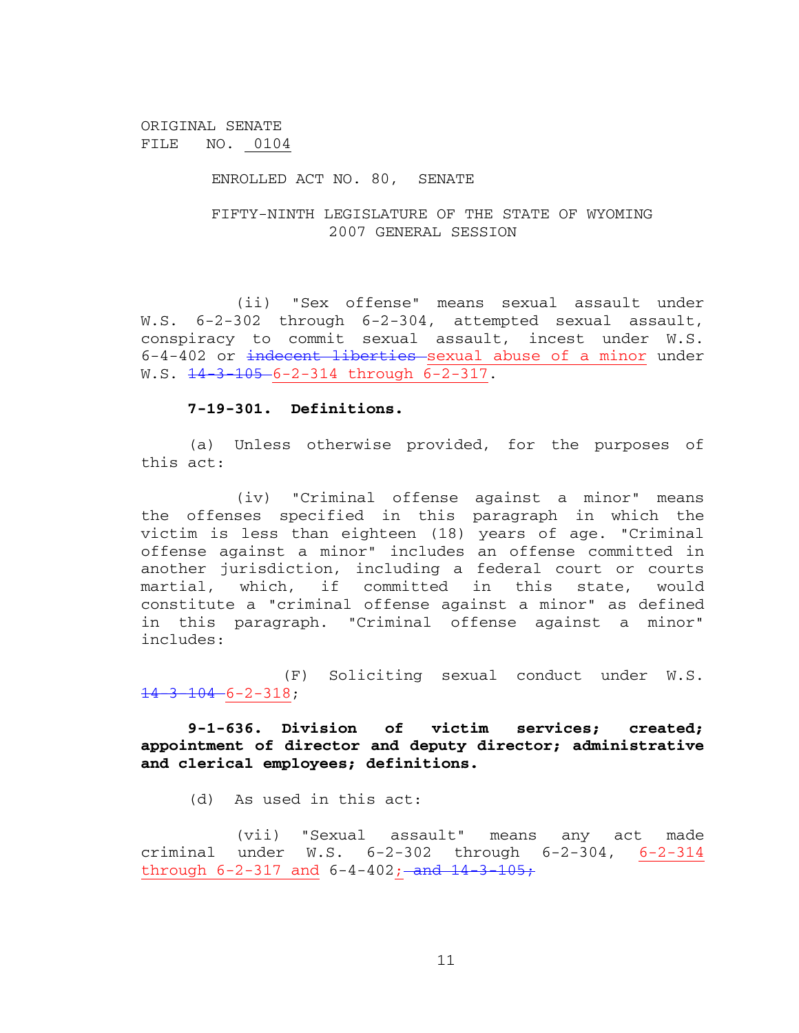ORIGINAL SENATE
FILE NO. 0104

ENROLLED ACT NO. 80, SENATE

FIFTY-NINTH LEGISLATURE OF THE STATE OF WYOMING
2007 GENERAL SESSION

(ii) "Sex offense" means sexual assault under W.S. 6-2-302 through 6-2-304, attempted sexual assault, conspiracy to commit sexual assault, incest under W.S. 6-4-402 or ~~indecent liberties~~ sexual abuse of a minor under W.S. ~~14-3-105~~ 6-2-314 through 6-2-317.

**7-19-301. Definitions.**

(a) Unless otherwise provided, for the purposes of this act:

(iv) "Criminal offense against a minor" means the offenses specified in this paragraph in which the victim is less than eighteen (18) years of age. "Criminal offense against a minor" includes an offense committed in another jurisdiction, including a federal court or courts martial, which, if committed in this state, would constitute a "criminal offense against a minor" as defined in this paragraph. "Criminal offense against a minor" includes:

(F) Soliciting sexual conduct under W.S. ~~14-3-104~~ 6-2-318;

**9-1-636. Division of victim services; created; appointment of director and deputy director; administrative and clerical employees; definitions.**

(d) As used in this act:

(vii) "Sexual assault" means any act made criminal under W.S. 6-2-302 through 6-2-304, 6-2-314 through 6-2-317 and 6-4-402; ~~and 14-3-105;~~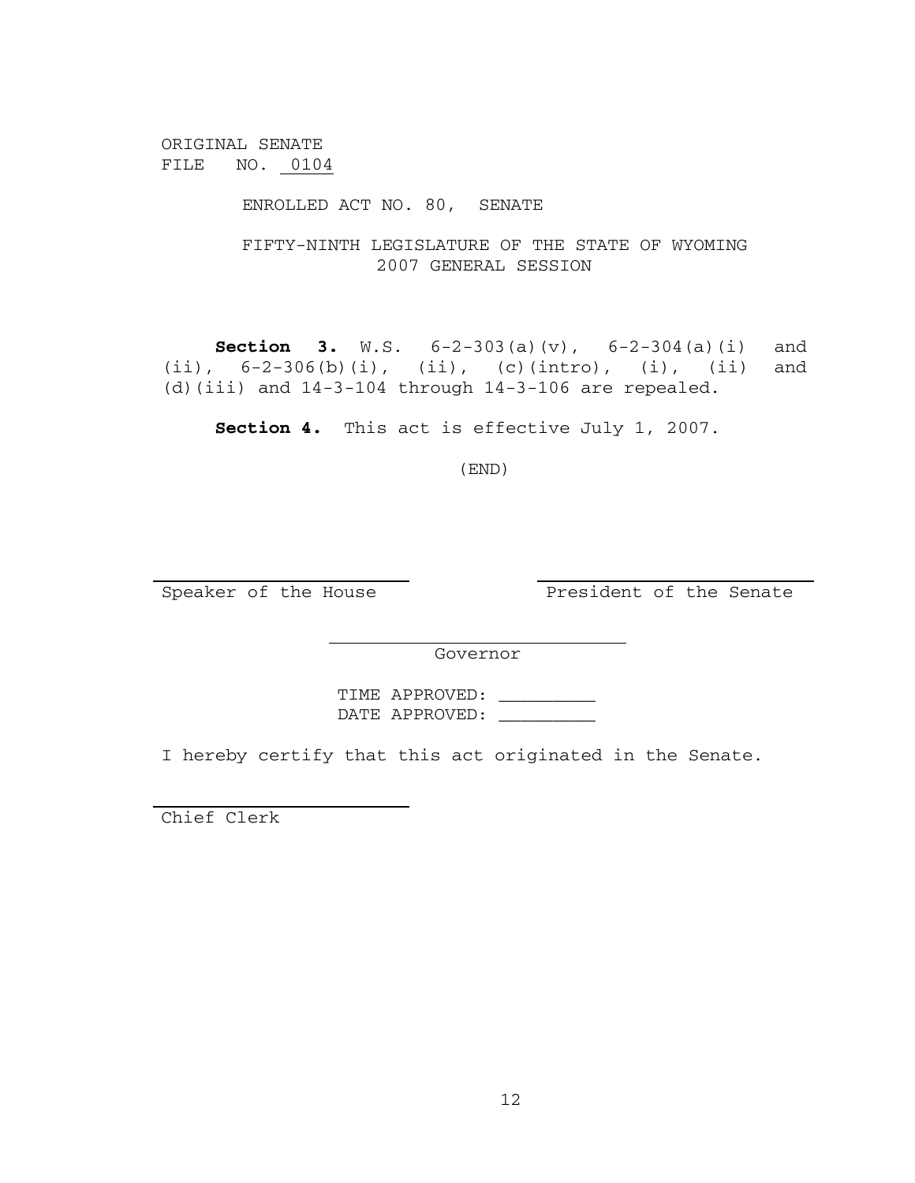ORIGINAL SENATE
FILE NO. 0104

ENROLLED ACT NO. 80, SENATE

FIFTY-NINTH LEGISLATURE OF THE STATE OF WYOMING
2007 GENERAL SESSION

**Section 3.** W.S. 6-2-303(a)(v), 6-2-304(a)(i) and (ii), 6-2-306(b)(i), (ii), (c)(intro), (i), (ii) and (d)(iii) and 14-3-104 through 14-3-106 are repealed.

**Section 4.** This act is effective July 1, 2007.

(END)

Speaker of the House

President of the Senate

Governor

TIME APPROVED: _________
DATE APPROVED: _________

I hereby certify that this act originated in the Senate.

Chief Clerk